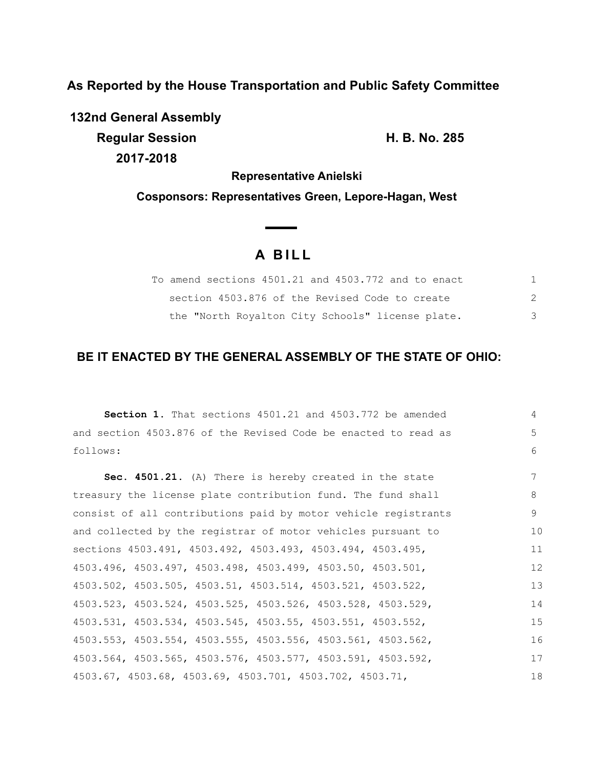**As Reported by the House Transportation and Public Safety Committee**

**132nd General Assembly**

**Regular Session** **H. B. No. 285**

**2017-2018**

**Representative Anielski**

**Cosponsors: Representatives Green, Lepore-Hagan, West**

# A BILL

To amend sections 4501.21 and 4503.772 and to enact section 4503.876 of the Revised Code to create the "North Royalton City Schools" license plate.

## BE IT ENACTED BY THE GENERAL ASSEMBLY OF THE STATE OF OHIO:

**Section 1.** That sections 4501.21 and 4503.772 be amended and section 4503.876 of the Revised Code be enacted to read as follows:

**Sec. 4501.21.** (A) There is hereby created in the state treasury the license plate contribution fund. The fund shall consist of all contributions paid by motor vehicle registrants and collected by the registrar of motor vehicles pursuant to sections 4503.491, 4503.492, 4503.493, 4503.494, 4503.495, 4503.496, 4503.497, 4503.498, 4503.499, 4503.50, 4503.501, 4503.502, 4503.505, 4503.51, 4503.514, 4503.521, 4503.522, 4503.523, 4503.524, 4503.525, 4503.526, 4503.528, 4503.529, 4503.531, 4503.534, 4503.545, 4503.55, 4503.551, 4503.552, 4503.553, 4503.554, 4503.555, 4503.556, 4503.561, 4503.562, 4503.564, 4503.565, 4503.576, 4503.577, 4503.591, 4503.592, 4503.67, 4503.68, 4503.69, 4503.701, 4503.702, 4503.71,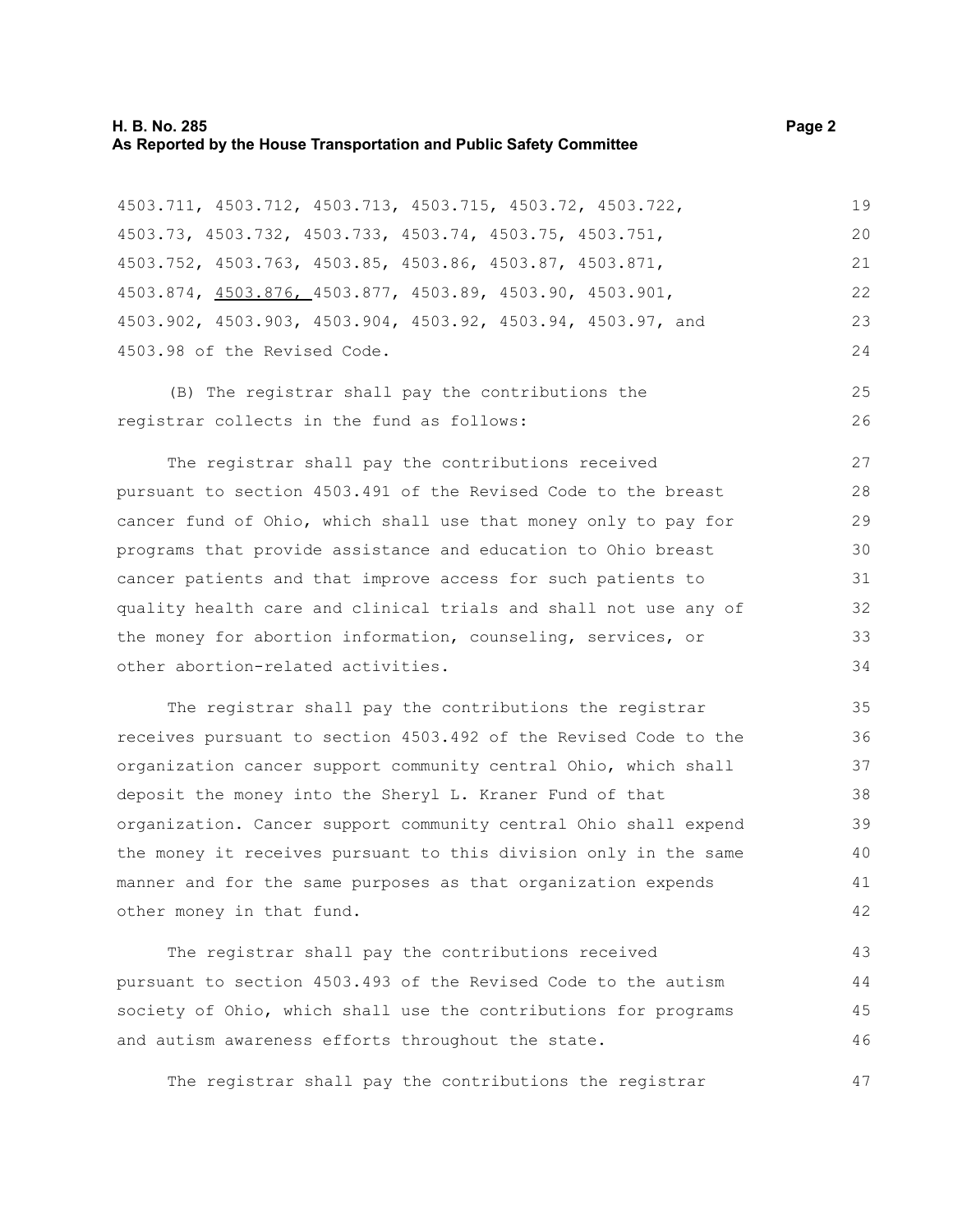4503.711, 4503.712, 4503.713, 4503.715, 4503.72, 4503.722, 4503.73, 4503.732, 4503.733, 4503.74, 4503.75, 4503.751, 4503.752, 4503.763, 4503.85, 4503.86, 4503.87, 4503.871, 4503.874, <u>4503.876,</u> 4503.877, 4503.89, 4503.90, 4503.901, 4503.902, 4503.903, 4503.904, 4503.92, 4503.94, 4503.97, and 4503.98 of the Revised Code.

(B) The registrar shall pay the contributions the registrar collects in the fund as follows:

The registrar shall pay the contributions received pursuant to section 4503.491 of the Revised Code to the breast cancer fund of Ohio, which shall use that money only to pay for programs that provide assistance and education to Ohio breast cancer patients and that improve access for such patients to quality health care and clinical trials and shall not use any of the money for abortion information, counseling, services, or other abortion-related activities.

The registrar shall pay the contributions the registrar receives pursuant to section 4503.492 of the Revised Code to the organization cancer support community central Ohio, which shall deposit the money into the Sheryl L. Kraner Fund of that organization. Cancer support community central Ohio shall expend the money it receives pursuant to this division only in the same manner and for the same purposes as that organization expends other money in that fund.

The registrar shall pay the contributions received pursuant to section 4503.493 of the Revised Code to the autism society of Ohio, which shall use the contributions for programs and autism awareness efforts throughout the state.

The registrar shall pay the contributions the registrar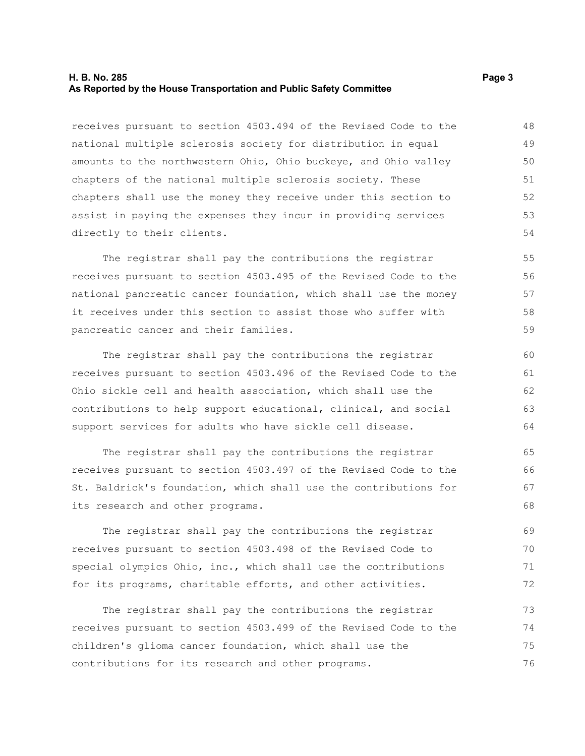receives pursuant to section 4503.494 of the Revised Code to the national multiple sclerosis society for distribution in equal amounts to the northwestern Ohio, Ohio buckeye, and Ohio valley chapters of the national multiple sclerosis society. These chapters shall use the money they receive under this section to assist in paying the expenses they incur in providing services directly to their clients.

The registrar shall pay the contributions the registrar receives pursuant to section 4503.495 of the Revised Code to the national pancreatic cancer foundation, which shall use the money it receives under this section to assist those who suffer with pancreatic cancer and their families.

The registrar shall pay the contributions the registrar receives pursuant to section 4503.496 of the Revised Code to the Ohio sickle cell and health association, which shall use the contributions to help support educational, clinical, and social support services for adults who have sickle cell disease.

The registrar shall pay the contributions the registrar receives pursuant to section 4503.497 of the Revised Code to the St. Baldrick's foundation, which shall use the contributions for its research and other programs.

The registrar shall pay the contributions the registrar receives pursuant to section 4503.498 of the Revised Code to special olympics Ohio, inc., which shall use the contributions for its programs, charitable efforts, and other activities.

The registrar shall pay the contributions the registrar receives pursuant to section 4503.499 of the Revised Code to the children's glioma cancer foundation, which shall use the contributions for its research and other programs.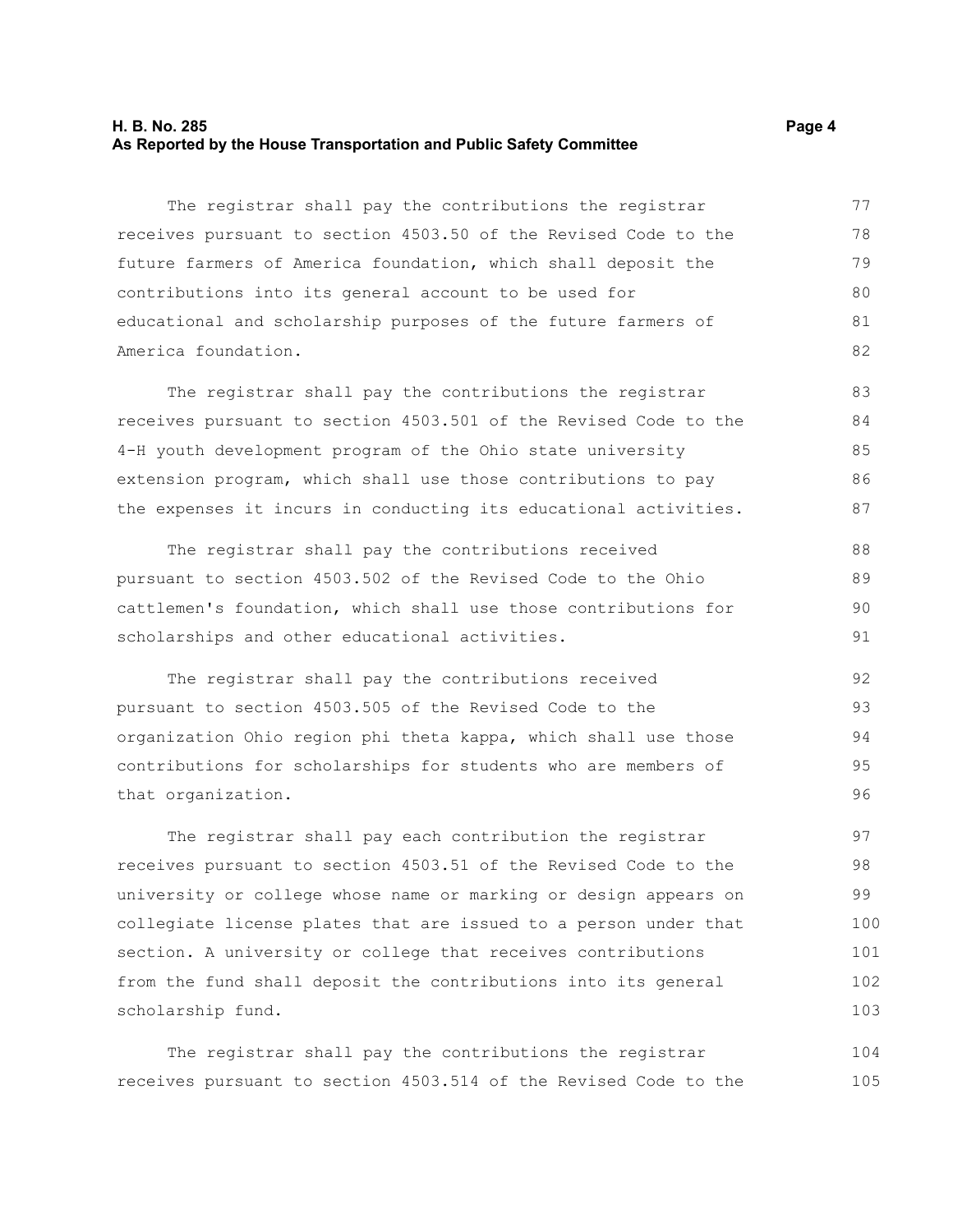The registrar shall pay the contributions the registrar receives pursuant to section 4503.50 of the Revised Code to the future farmers of America foundation, which shall deposit the contributions into its general account to be used for educational and scholarship purposes of the future farmers of America foundation.

The registrar shall pay the contributions the registrar receives pursuant to section 4503.501 of the Revised Code to the 4-H youth development program of the Ohio state university extension program, which shall use those contributions to pay the expenses it incurs in conducting its educational activities.

The registrar shall pay the contributions received pursuant to section 4503.502 of the Revised Code to the Ohio cattlemen's foundation, which shall use those contributions for scholarships and other educational activities.

The registrar shall pay the contributions received pursuant to section 4503.505 of the Revised Code to the organization Ohio region phi theta kappa, which shall use those contributions for scholarships for students who are members of that organization.

The registrar shall pay each contribution the registrar receives pursuant to section 4503.51 of the Revised Code to the university or college whose name or marking or design appears on collegiate license plates that are issued to a person under that section. A university or college that receives contributions from the fund shall deposit the contributions into its general scholarship fund.

The registrar shall pay the contributions the registrar receives pursuant to section 4503.514 of the Revised Code to the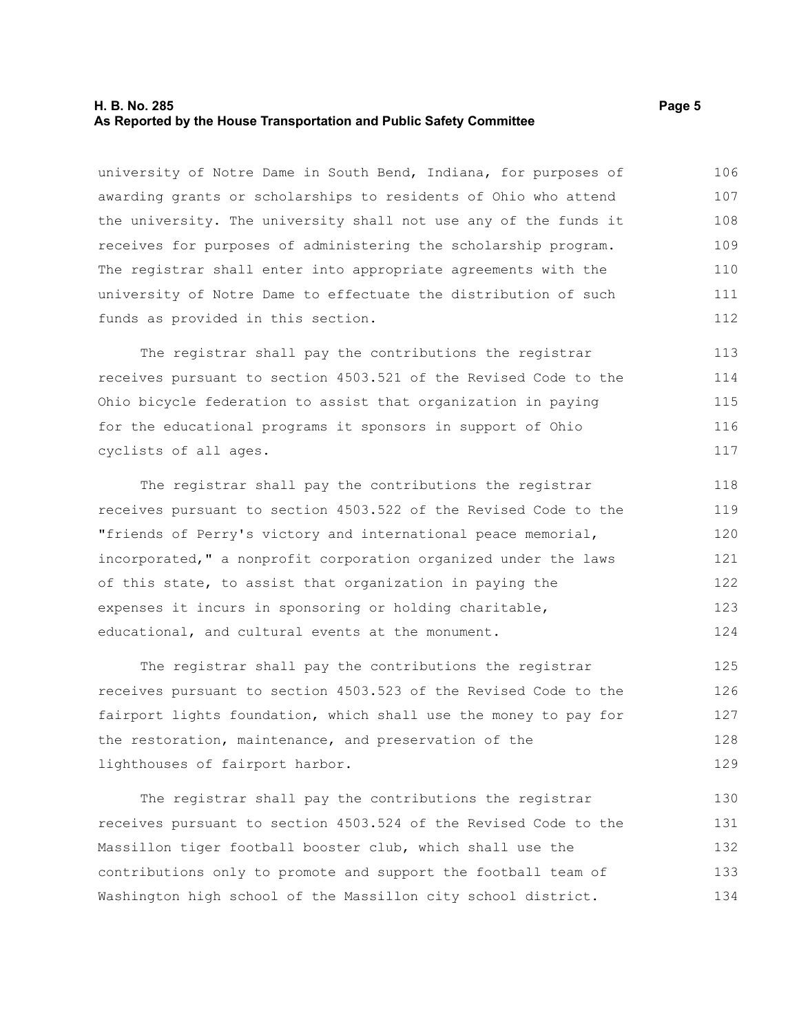university of Notre Dame in South Bend, Indiana, for purposes of awarding grants or scholarships to residents of Ohio who attend the university. The university shall not use any of the funds it receives for purposes of administering the scholarship program. The registrar shall enter into appropriate agreements with the university of Notre Dame to effectuate the distribution of such funds as provided in this section.

The registrar shall pay the contributions the registrar receives pursuant to section 4503.521 of the Revised Code to the Ohio bicycle federation to assist that organization in paying for the educational programs it sponsors in support of Ohio cyclists of all ages.

The registrar shall pay the contributions the registrar receives pursuant to section 4503.522 of the Revised Code to the "friends of Perry's victory and international peace memorial, incorporated," a nonprofit corporation organized under the laws of this state, to assist that organization in paying the expenses it incurs in sponsoring or holding charitable, educational, and cultural events at the monument.

The registrar shall pay the contributions the registrar receives pursuant to section 4503.523 of the Revised Code to the fairport lights foundation, which shall use the money to pay for the restoration, maintenance, and preservation of the lighthouses of fairport harbor.

The registrar shall pay the contributions the registrar receives pursuant to section 4503.524 of the Revised Code to the Massillon tiger football booster club, which shall use the contributions only to promote and support the football team of Washington high school of the Massillon city school district.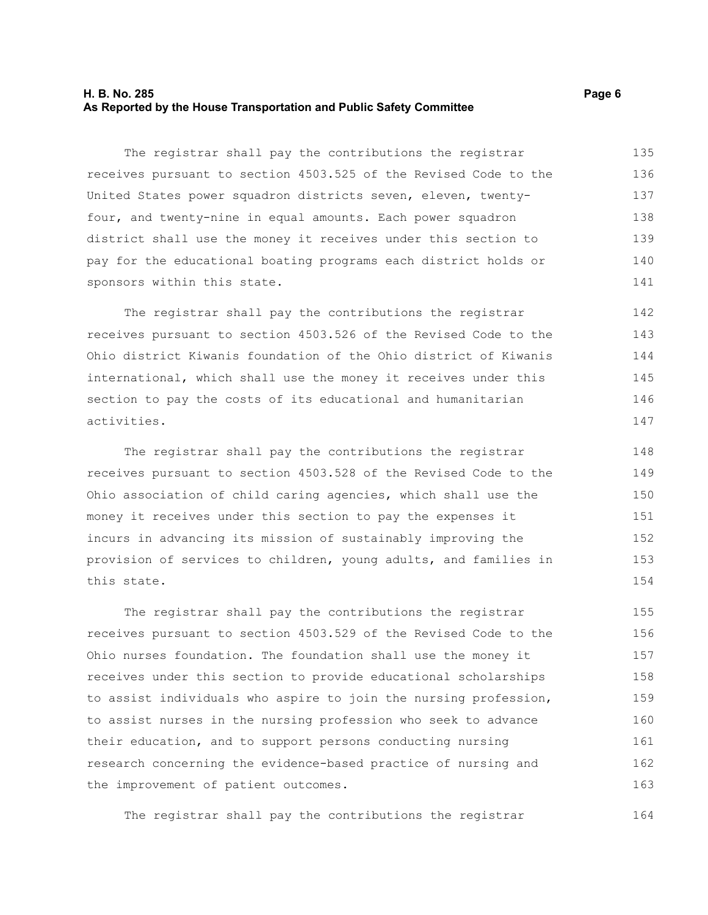The registrar shall pay the contributions the registrar receives pursuant to section 4503.525 of the Revised Code to the United States power squadron districts seven, eleven, twenty-four, and twenty-nine in equal amounts. Each power squadron district shall use the money it receives under this section to pay for the educational boating programs each district holds or sponsors within this state.

The registrar shall pay the contributions the registrar receives pursuant to section 4503.526 of the Revised Code to the Ohio district Kiwanis foundation of the Ohio district of Kiwanis international, which shall use the money it receives under this section to pay the costs of its educational and humanitarian activities.

The registrar shall pay the contributions the registrar receives pursuant to section 4503.528 of the Revised Code to the Ohio association of child caring agencies, which shall use the money it receives under this section to pay the expenses it incurs in advancing its mission of sustainably improving the provision of services to children, young adults, and families in this state.

The registrar shall pay the contributions the registrar receives pursuant to section 4503.529 of the Revised Code to the Ohio nurses foundation. The foundation shall use the money it receives under this section to provide educational scholarships to assist individuals who aspire to join the nursing profession, to assist nurses in the nursing profession who seek to advance their education, and to support persons conducting nursing research concerning the evidence-based practice of nursing and the improvement of patient outcomes.

The registrar shall pay the contributions the registrar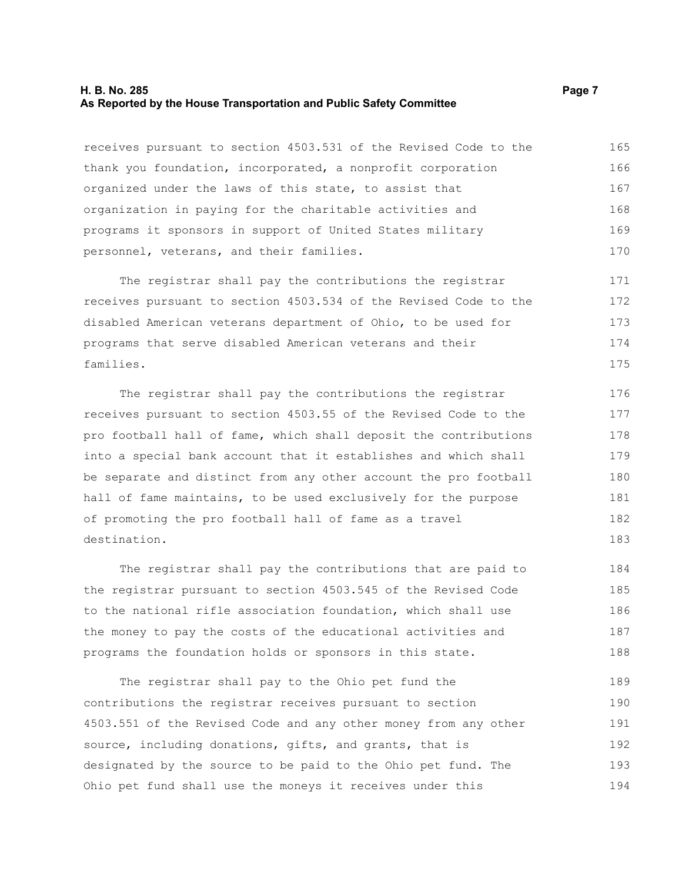receives pursuant to section 4503.531 of the Revised Code to the thank you foundation, incorporated, a nonprofit corporation organized under the laws of this state, to assist that organization in paying for the charitable activities and programs it sponsors in support of United States military personnel, veterans, and their families.

The registrar shall pay the contributions the registrar receives pursuant to section 4503.534 of the Revised Code to the disabled American veterans department of Ohio, to be used for programs that serve disabled American veterans and their families.

The registrar shall pay the contributions the registrar receives pursuant to section 4503.55 of the Revised Code to the pro football hall of fame, which shall deposit the contributions into a special bank account that it establishes and which shall be separate and distinct from any other account the pro football hall of fame maintains, to be used exclusively for the purpose of promoting the pro football hall of fame as a travel destination.

The registrar shall pay the contributions that are paid to the registrar pursuant to section 4503.545 of the Revised Code to the national rifle association foundation, which shall use the money to pay the costs of the educational activities and programs the foundation holds or sponsors in this state.

The registrar shall pay to the Ohio pet fund the contributions the registrar receives pursuant to section 4503.551 of the Revised Code and any other money from any other source, including donations, gifts, and grants, that is designated by the source to be paid to the Ohio pet fund. The Ohio pet fund shall use the moneys it receives under this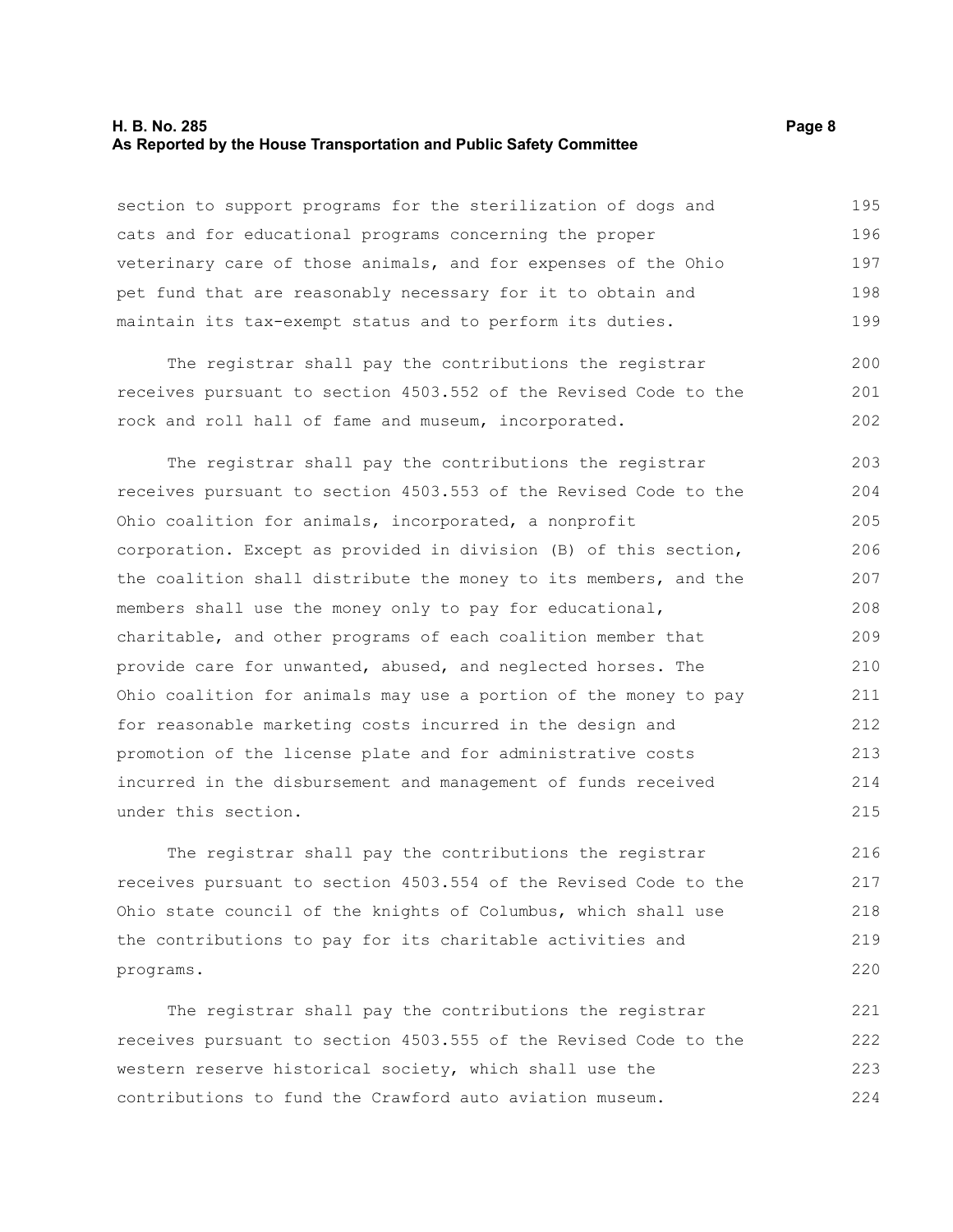section to support programs for the sterilization of dogs and cats and for educational programs concerning the proper veterinary care of those animals, and for expenses of the Ohio pet fund that are reasonably necessary for it to obtain and maintain its tax-exempt status and to perform its duties.

The registrar shall pay the contributions the registrar receives pursuant to section 4503.552 of the Revised Code to the rock and roll hall of fame and museum, incorporated.

The registrar shall pay the contributions the registrar receives pursuant to section 4503.553 of the Revised Code to the Ohio coalition for animals, incorporated, a nonprofit corporation. Except as provided in division (B) of this section, the coalition shall distribute the money to its members, and the members shall use the money only to pay for educational, charitable, and other programs of each coalition member that provide care for unwanted, abused, and neglected horses. The Ohio coalition for animals may use a portion of the money to pay for reasonable marketing costs incurred in the design and promotion of the license plate and for administrative costs incurred in the disbursement and management of funds received under this section.

The registrar shall pay the contributions the registrar receives pursuant to section 4503.554 of the Revised Code to the Ohio state council of the knights of Columbus, which shall use the contributions to pay for its charitable activities and programs.

The registrar shall pay the contributions the registrar receives pursuant to section 4503.555 of the Revised Code to the western reserve historical society, which shall use the contributions to fund the Crawford auto aviation museum.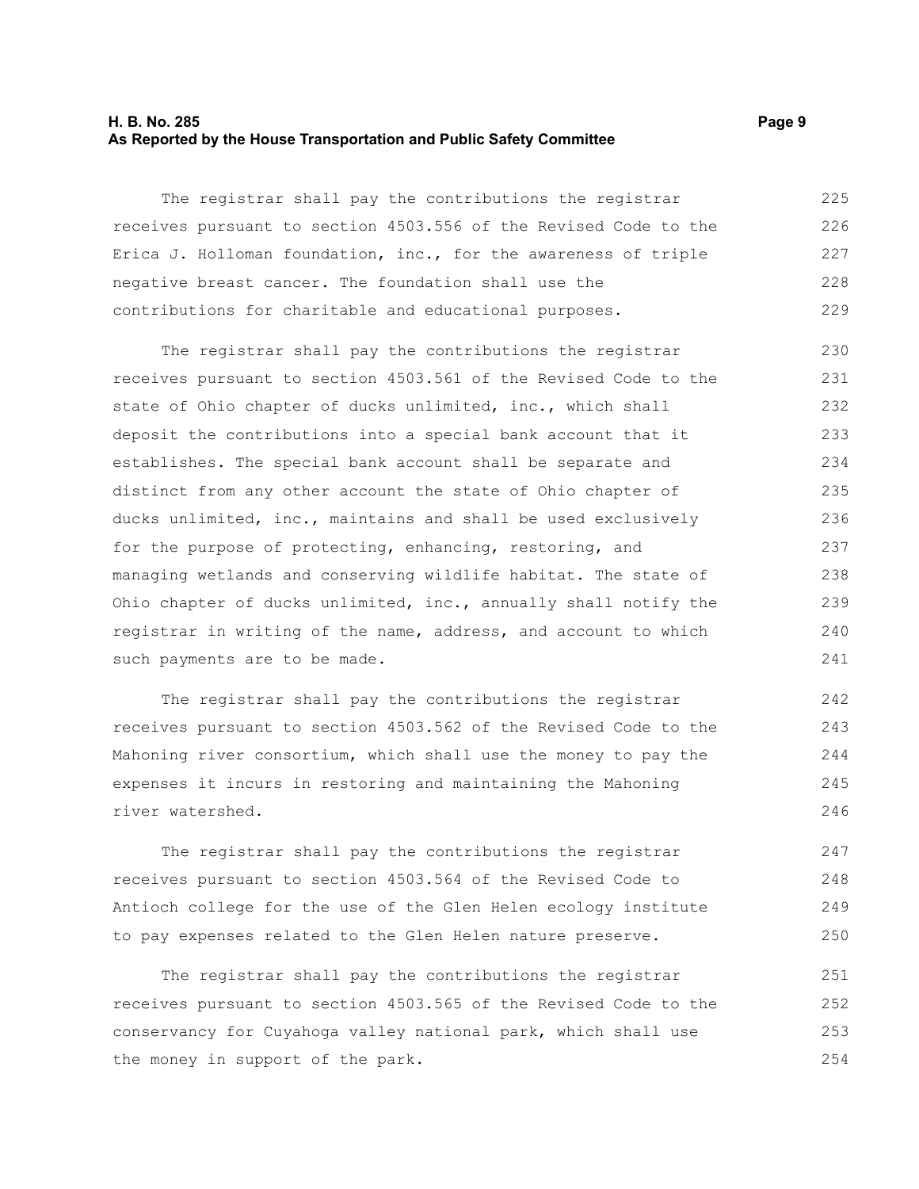The registrar shall pay the contributions the registrar receives pursuant to section 4503.556 of the Revised Code to the Erica J. Holloman foundation, inc., for the awareness of triple negative breast cancer. The foundation shall use the contributions for charitable and educational purposes.

The registrar shall pay the contributions the registrar receives pursuant to section 4503.561 of the Revised Code to the state of Ohio chapter of ducks unlimited, inc., which shall deposit the contributions into a special bank account that it establishes. The special bank account shall be separate and distinct from any other account the state of Ohio chapter of ducks unlimited, inc., maintains and shall be used exclusively for the purpose of protecting, enhancing, restoring, and managing wetlands and conserving wildlife habitat. The state of Ohio chapter of ducks unlimited, inc., annually shall notify the registrar in writing of the name, address, and account to which such payments are to be made.

The registrar shall pay the contributions the registrar receives pursuant to section 4503.562 of the Revised Code to the Mahoning river consortium, which shall use the money to pay the expenses it incurs in restoring and maintaining the Mahoning river watershed.

The registrar shall pay the contributions the registrar receives pursuant to section 4503.564 of the Revised Code to Antioch college for the use of the Glen Helen ecology institute to pay expenses related to the Glen Helen nature preserve.

The registrar shall pay the contributions the registrar receives pursuant to section 4503.565 of the Revised Code to the conservancy for Cuyahoga valley national park, which shall use the money in support of the park.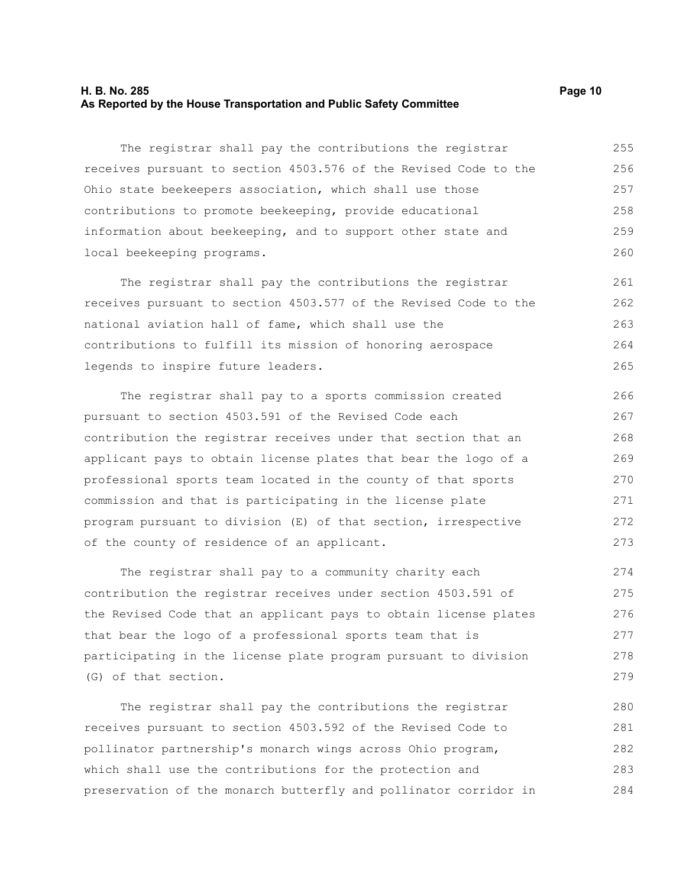The registrar shall pay the contributions the registrar receives pursuant to section 4503.576 of the Revised Code to the Ohio state beekeepers association, which shall use those contributions to promote beekeeping, provide educational information about beekeeping, and to support other state and local beekeeping programs.

The registrar shall pay the contributions the registrar receives pursuant to section 4503.577 of the Revised Code to the national aviation hall of fame, which shall use the contributions to fulfill its mission of honoring aerospace legends to inspire future leaders.

The registrar shall pay to a sports commission created pursuant to section 4503.591 of the Revised Code each contribution the registrar receives under that section that an applicant pays to obtain license plates that bear the logo of a professional sports team located in the county of that sports commission and that is participating in the license plate program pursuant to division (E) of that section, irrespective of the county of residence of an applicant.

The registrar shall pay to a community charity each contribution the registrar receives under section 4503.591 of the Revised Code that an applicant pays to obtain license plates that bear the logo of a professional sports team that is participating in the license plate program pursuant to division (G) of that section.

The registrar shall pay the contributions the registrar receives pursuant to section 4503.592 of the Revised Code to pollinator partnership's monarch wings across Ohio program, which shall use the contributions for the protection and preservation of the monarch butterfly and pollinator corridor in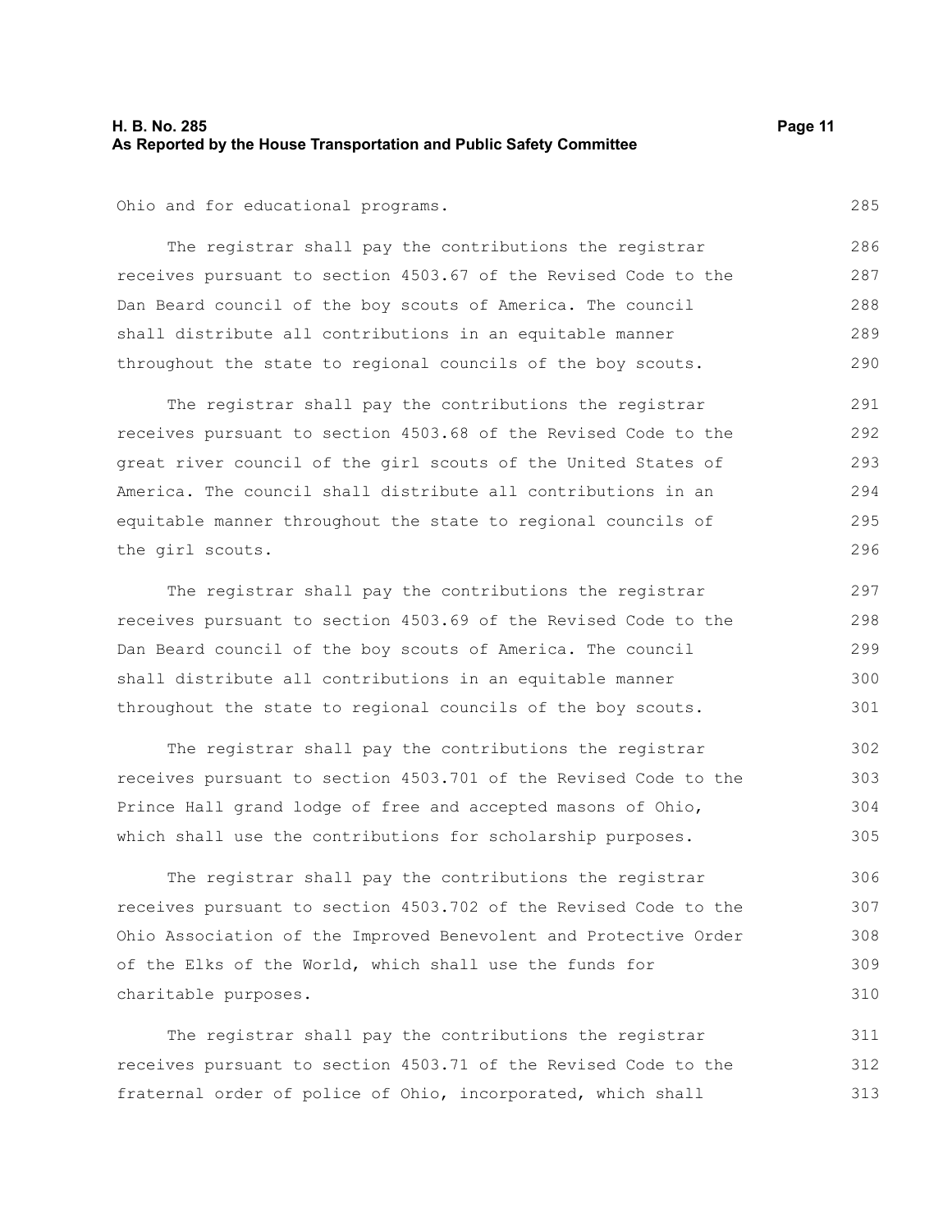Ohio and for educational programs.

The registrar shall pay the contributions the registrar receives pursuant to section 4503.67 of the Revised Code to the Dan Beard council of the boy scouts of America. The council shall distribute all contributions in an equitable manner throughout the state to regional councils of the boy scouts.

The registrar shall pay the contributions the registrar receives pursuant to section 4503.68 of the Revised Code to the great river council of the girl scouts of the United States of America. The council shall distribute all contributions in an equitable manner throughout the state to regional councils of the girl scouts.

The registrar shall pay the contributions the registrar receives pursuant to section 4503.69 of the Revised Code to the Dan Beard council of the boy scouts of America. The council shall distribute all contributions in an equitable manner throughout the state to regional councils of the boy scouts.

The registrar shall pay the contributions the registrar receives pursuant to section 4503.701 of the Revised Code to the Prince Hall grand lodge of free and accepted masons of Ohio, which shall use the contributions for scholarship purposes.

The registrar shall pay the contributions the registrar receives pursuant to section 4503.702 of the Revised Code to the Ohio Association of the Improved Benevolent and Protective Order of the Elks of the World, which shall use the funds for charitable purposes.

The registrar shall pay the contributions the registrar receives pursuant to section 4503.71 of the Revised Code to the fraternal order of police of Ohio, incorporated, which shall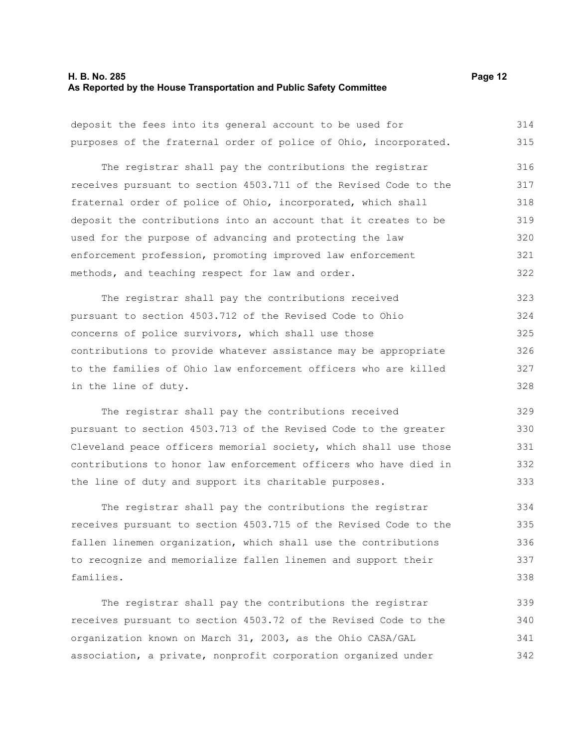deposit the fees into its general account to be used for purposes of the fraternal order of police of Ohio, incorporated.

The registrar shall pay the contributions the registrar receives pursuant to section 4503.711 of the Revised Code to the fraternal order of police of Ohio, incorporated, which shall deposit the contributions into an account that it creates to be used for the purpose of advancing and protecting the law enforcement profession, promoting improved law enforcement methods, and teaching respect for law and order.

The registrar shall pay the contributions received pursuant to section 4503.712 of the Revised Code to Ohio concerns of police survivors, which shall use those contributions to provide whatever assistance may be appropriate to the families of Ohio law enforcement officers who are killed in the line of duty.

The registrar shall pay the contributions received pursuant to section 4503.713 of the Revised Code to the greater Cleveland peace officers memorial society, which shall use those contributions to honor law enforcement officers who have died in the line of duty and support its charitable purposes.

The registrar shall pay the contributions the registrar receives pursuant to section 4503.715 of the Revised Code to the fallen linemen organization, which shall use the contributions to recognize and memorialize fallen linemen and support their families.

The registrar shall pay the contributions the registrar receives pursuant to section 4503.72 of the Revised Code to the organization known on March 31, 2003, as the Ohio CASA/GAL association, a private, nonprofit corporation organized under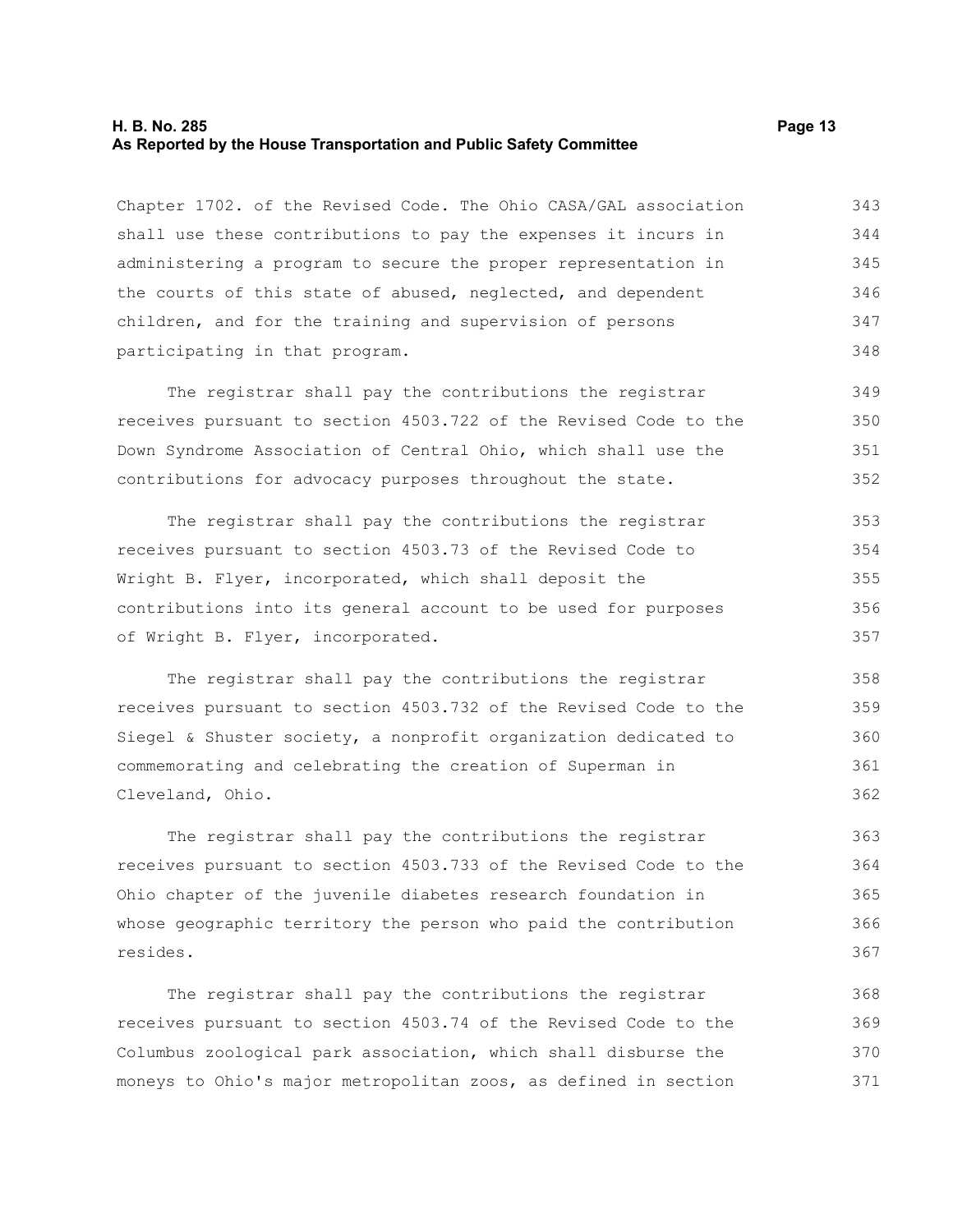Chapter 1702. of the Revised Code. The Ohio CASA/GAL association shall use these contributions to pay the expenses it incurs in administering a program to secure the proper representation in the courts of this state of abused, neglected, and dependent children, and for the training and supervision of persons participating in that program.

The registrar shall pay the contributions the registrar receives pursuant to section 4503.722 of the Revised Code to the Down Syndrome Association of Central Ohio, which shall use the contributions for advocacy purposes throughout the state.

The registrar shall pay the contributions the registrar receives pursuant to section 4503.73 of the Revised Code to Wright B. Flyer, incorporated, which shall deposit the contributions into its general account to be used for purposes of Wright B. Flyer, incorporated.

The registrar shall pay the contributions the registrar receives pursuant to section 4503.732 of the Revised Code to the Siegel & Shuster society, a nonprofit organization dedicated to commemorating and celebrating the creation of Superman in Cleveland, Ohio.

The registrar shall pay the contributions the registrar receives pursuant to section 4503.733 of the Revised Code to the Ohio chapter of the juvenile diabetes research foundation in whose geographic territory the person who paid the contribution resides.

The registrar shall pay the contributions the registrar receives pursuant to section 4503.74 of the Revised Code to the Columbus zoological park association, which shall disburse the moneys to Ohio's major metropolitan zoos, as defined in section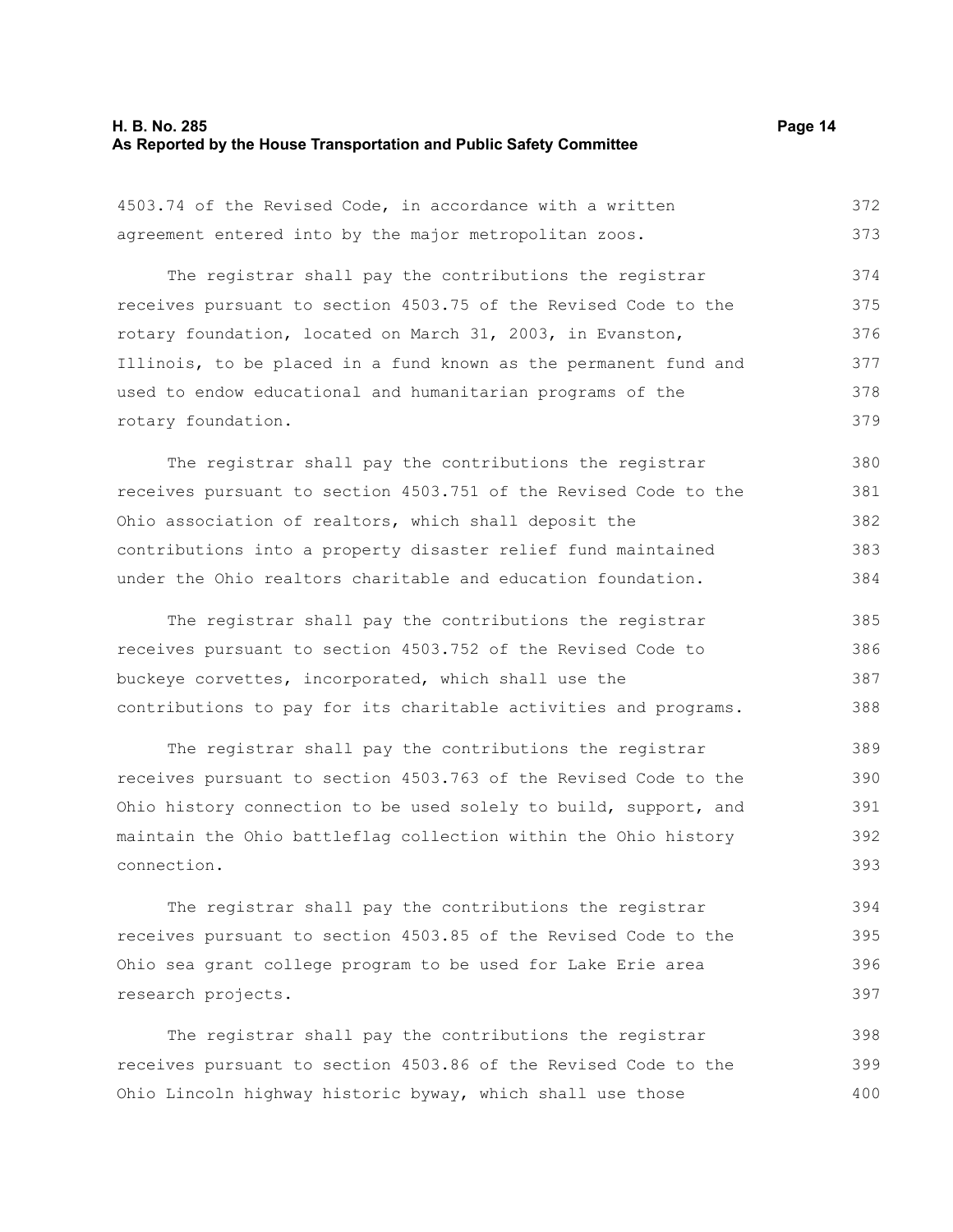4503.74 of the Revised Code, in accordance with a written agreement entered into by the major metropolitan zoos.

The registrar shall pay the contributions the registrar receives pursuant to section 4503.75 of the Revised Code to the rotary foundation, located on March 31, 2003, in Evanston, Illinois, to be placed in a fund known as the permanent fund and used to endow educational and humanitarian programs of the rotary foundation.

The registrar shall pay the contributions the registrar receives pursuant to section 4503.751 of the Revised Code to the Ohio association of realtors, which shall deposit the contributions into a property disaster relief fund maintained under the Ohio realtors charitable and education foundation.

The registrar shall pay the contributions the registrar receives pursuant to section 4503.752 of the Revised Code to buckeye corvettes, incorporated, which shall use the contributions to pay for its charitable activities and programs.

The registrar shall pay the contributions the registrar receives pursuant to section 4503.763 of the Revised Code to the Ohio history connection to be used solely to build, support, and maintain the Ohio battleflag collection within the Ohio history connection.

The registrar shall pay the contributions the registrar receives pursuant to section 4503.85 of the Revised Code to the Ohio sea grant college program to be used for Lake Erie area research projects.

The registrar shall pay the contributions the registrar receives pursuant to section 4503.86 of the Revised Code to the Ohio Lincoln highway historic byway, which shall use those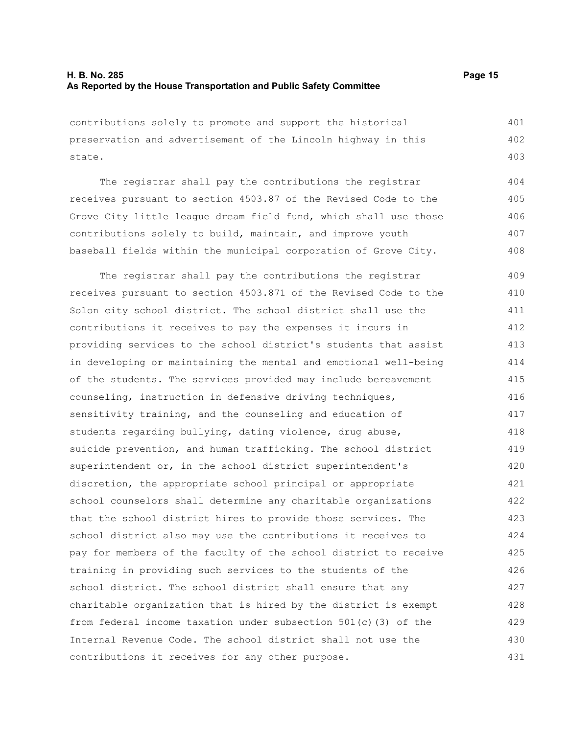contributions solely to promote and support the historical preservation and advertisement of the Lincoln highway in this state.

The registrar shall pay the contributions the registrar receives pursuant to section 4503.87 of the Revised Code to the Grove City little league dream field fund, which shall use those contributions solely to build, maintain, and improve youth baseball fields within the municipal corporation of Grove City.

The registrar shall pay the contributions the registrar receives pursuant to section 4503.871 of the Revised Code to the Solon city school district. The school district shall use the contributions it receives to pay the expenses it incurs in providing services to the school district's students that assist in developing or maintaining the mental and emotional well-being of the students. The services provided may include bereavement counseling, instruction in defensive driving techniques, sensitivity training, and the counseling and education of students regarding bullying, dating violence, drug abuse, suicide prevention, and human trafficking. The school district superintendent or, in the school district superintendent's discretion, the appropriate school principal or appropriate school counselors shall determine any charitable organizations that the school district hires to provide those services. The school district also may use the contributions it receives to pay for members of the faculty of the school district to receive training in providing such services to the students of the school district. The school district shall ensure that any charitable organization that is hired by the district is exempt from federal income taxation under subsection 501(c)(3) of the Internal Revenue Code. The school district shall not use the contributions it receives for any other purpose.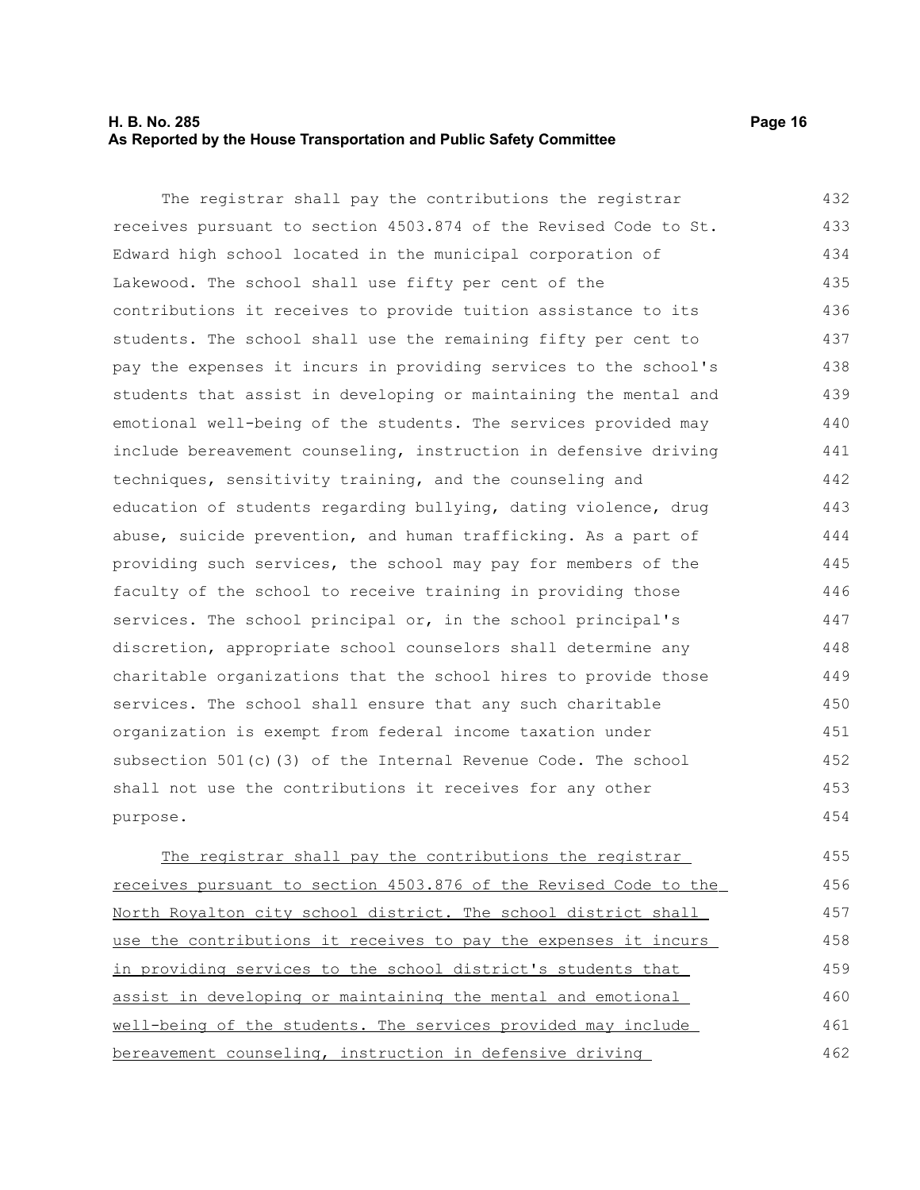The registrar shall pay the contributions the registrar receives pursuant to section 4503.874 of the Revised Code to St. Edward high school located in the municipal corporation of Lakewood. The school shall use fifty per cent of the contributions it receives to provide tuition assistance to its students. The school shall use the remaining fifty per cent to pay the expenses it incurs in providing services to the school's students that assist in developing or maintaining the mental and emotional well-being of the students. The services provided may include bereavement counseling, instruction in defensive driving techniques, sensitivity training, and the counseling and education of students regarding bullying, dating violence, drug abuse, suicide prevention, and human trafficking. As a part of providing such services, the school may pay for members of the faculty of the school to receive training in providing those services. The school principal or, in the school principal's discretion, appropriate school counselors shall determine any charitable organizations that the school hires to provide those services. The school shall ensure that any such charitable organization is exempt from federal income taxation under subsection 501(c)(3) of the Internal Revenue Code. The school shall not use the contributions it receives for any other purpose.

<u>The registrar shall pay the contributions the registrar receives pursuant to section 4503.876 of the Revised Code to the North Royalton city school district. The school district shall use the contributions it receives to pay the expenses it incurs in providing services to the school district's students that assist in developing or maintaining the mental and emotional well-being of the students. The services provided may include bereavement counseling, instruction in defensive driving</u>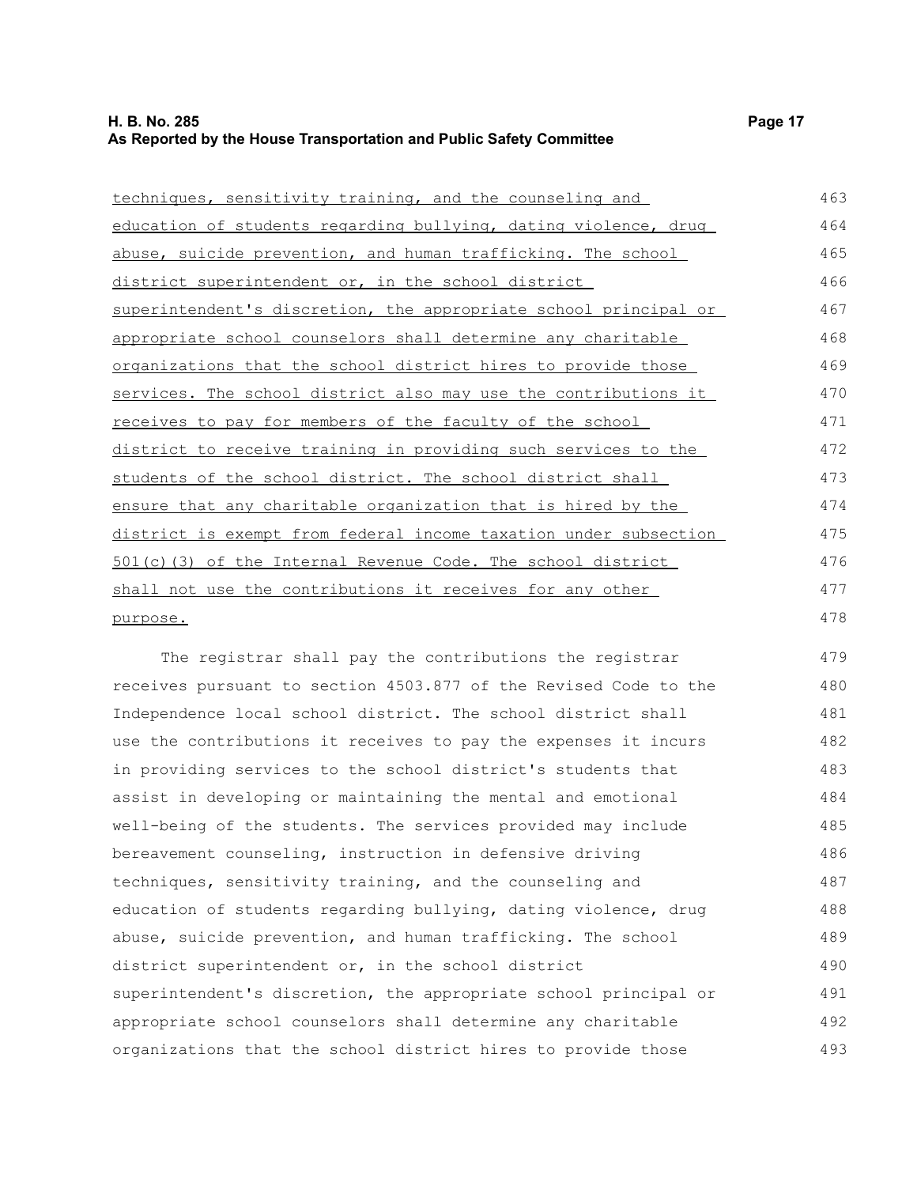<u>techniques, sensitivity training, and the counseling and education of students regarding bullying, dating violence, drug abuse, suicide prevention, and human trafficking. The school district superintendent or, in the school district superintendent's discretion, the appropriate school principal or appropriate school counselors shall determine any charitable organizations that the school district hires to provide those services. The school district also may use the contributions it receives to pay for members of the faculty of the school district to receive training in providing such services to the students of the school district. The school district shall ensure that any charitable organization that is hired by the district is exempt from federal income taxation under subsection 501(c)(3) of the Internal Revenue Code. The school district shall not use the contributions it receives for any other purpose.</u>

The registrar shall pay the contributions the registrar receives pursuant to section 4503.877 of the Revised Code to the Independence local school district. The school district shall use the contributions it receives to pay the expenses it incurs in providing services to the school district's students that assist in developing or maintaining the mental and emotional well-being of the students. The services provided may include bereavement counseling, instruction in defensive driving techniques, sensitivity training, and the counseling and education of students regarding bullying, dating violence, drug abuse, suicide prevention, and human trafficking. The school district superintendent or, in the school district superintendent's discretion, the appropriate school principal or appropriate school counselors shall determine any charitable organizations that the school district hires to provide those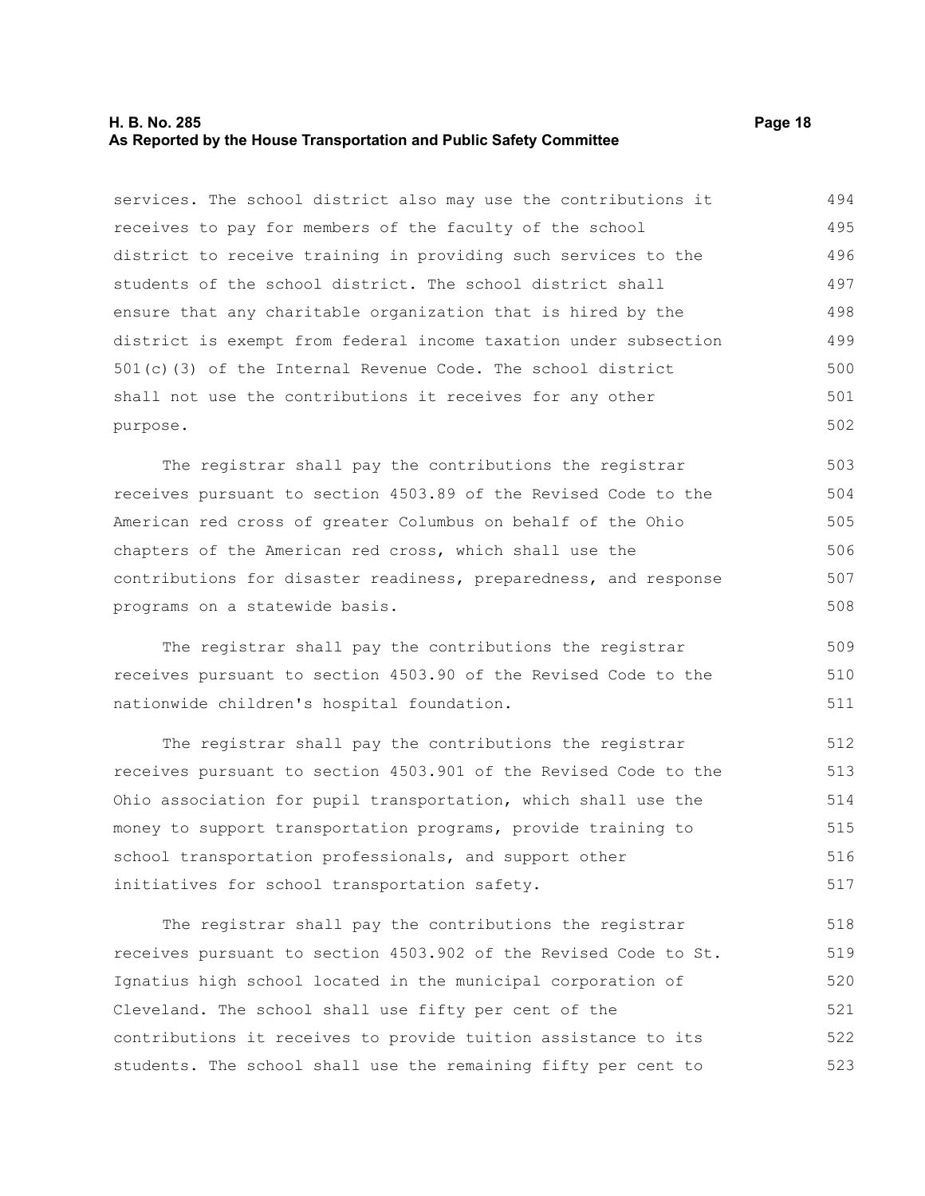services. The school district also may use the contributions it receives to pay for members of the faculty of the school district to receive training in providing such services to the students of the school district. The school district shall ensure that any charitable organization that is hired by the district is exempt from federal income taxation under subsection 501(c)(3) of the Internal Revenue Code. The school district shall not use the contributions it receives for any other purpose.

The registrar shall pay the contributions the registrar receives pursuant to section 4503.89 of the Revised Code to the American red cross of greater Columbus on behalf of the Ohio chapters of the American red cross, which shall use the contributions for disaster readiness, preparedness, and response programs on a statewide basis.

The registrar shall pay the contributions the registrar receives pursuant to section 4503.90 of the Revised Code to the nationwide children's hospital foundation.

The registrar shall pay the contributions the registrar receives pursuant to section 4503.901 of the Revised Code to the Ohio association for pupil transportation, which shall use the money to support transportation programs, provide training to school transportation professionals, and support other initiatives for school transportation safety.

The registrar shall pay the contributions the registrar receives pursuant to section 4503.902 of the Revised Code to St. Ignatius high school located in the municipal corporation of Cleveland. The school shall use fifty per cent of the contributions it receives to provide tuition assistance to its students. The school shall use the remaining fifty per cent to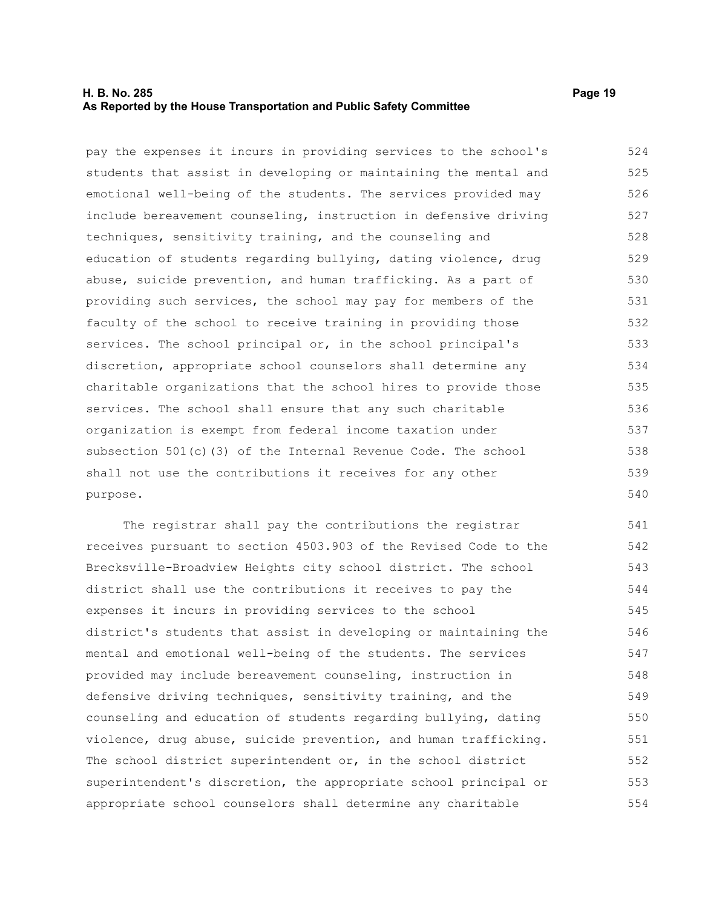pay the expenses it incurs in providing services to the school's students that assist in developing or maintaining the mental and emotional well-being of the students. The services provided may include bereavement counseling, instruction in defensive driving techniques, sensitivity training, and the counseling and education of students regarding bullying, dating violence, drug abuse, suicide prevention, and human trafficking. As a part of providing such services, the school may pay for members of the faculty of the school to receive training in providing those services. The school principal or, in the school principal's discretion, appropriate school counselors shall determine any charitable organizations that the school hires to provide those services. The school shall ensure that any such charitable organization is exempt from federal income taxation under subsection 501(c)(3) of the Internal Revenue Code. The school shall not use the contributions it receives for any other purpose.

The registrar shall pay the contributions the registrar receives pursuant to section 4503.903 of the Revised Code to the Brecksville-Broadview Heights city school district. The school district shall use the contributions it receives to pay the expenses it incurs in providing services to the school district's students that assist in developing or maintaining the mental and emotional well-being of the students. The services provided may include bereavement counseling, instruction in defensive driving techniques, sensitivity training, and the counseling and education of students regarding bullying, dating violence, drug abuse, suicide prevention, and human trafficking. The school district superintendent or, in the school district superintendent's discretion, the appropriate school principal or appropriate school counselors shall determine any charitable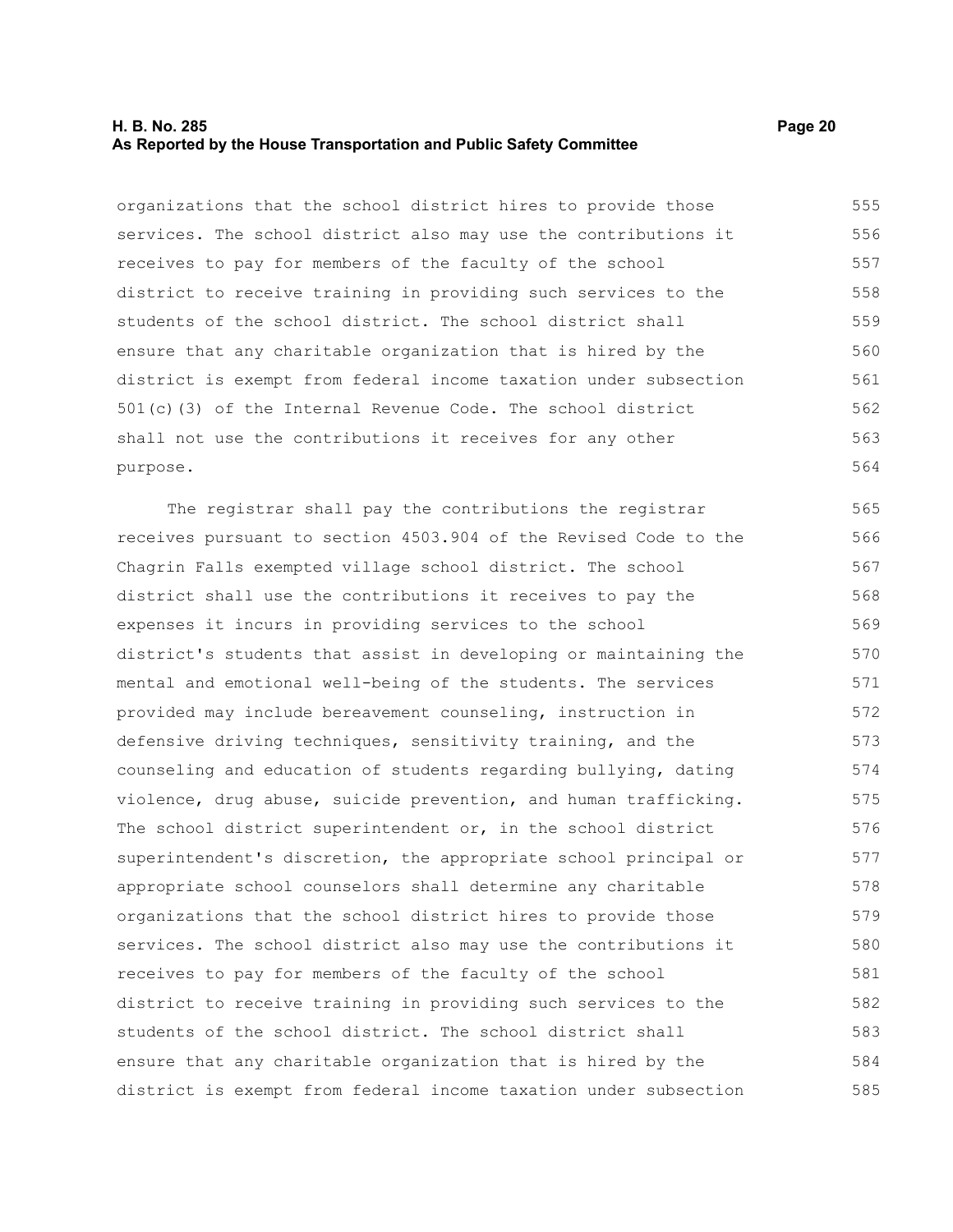organizations that the school district hires to provide those services. The school district also may use the contributions it receives to pay for members of the faculty of the school district to receive training in providing such services to the students of the school district. The school district shall ensure that any charitable organization that is hired by the district is exempt from federal income taxation under subsection 501(c)(3) of the Internal Revenue Code. The school district shall not use the contributions it receives for any other purpose.

The registrar shall pay the contributions the registrar receives pursuant to section 4503.904 of the Revised Code to the Chagrin Falls exempted village school district. The school district shall use the contributions it receives to pay the expenses it incurs in providing services to the school district's students that assist in developing or maintaining the mental and emotional well-being of the students. The services provided may include bereavement counseling, instruction in defensive driving techniques, sensitivity training, and the counseling and education of students regarding bullying, dating violence, drug abuse, suicide prevention, and human trafficking. The school district superintendent or, in the school district superintendent's discretion, the appropriate school principal or appropriate school counselors shall determine any charitable organizations that the school district hires to provide those services. The school district also may use the contributions it receives to pay for members of the faculty of the school district to receive training in providing such services to the students of the school district. The school district shall ensure that any charitable organization that is hired by the district is exempt from federal income taxation under subsection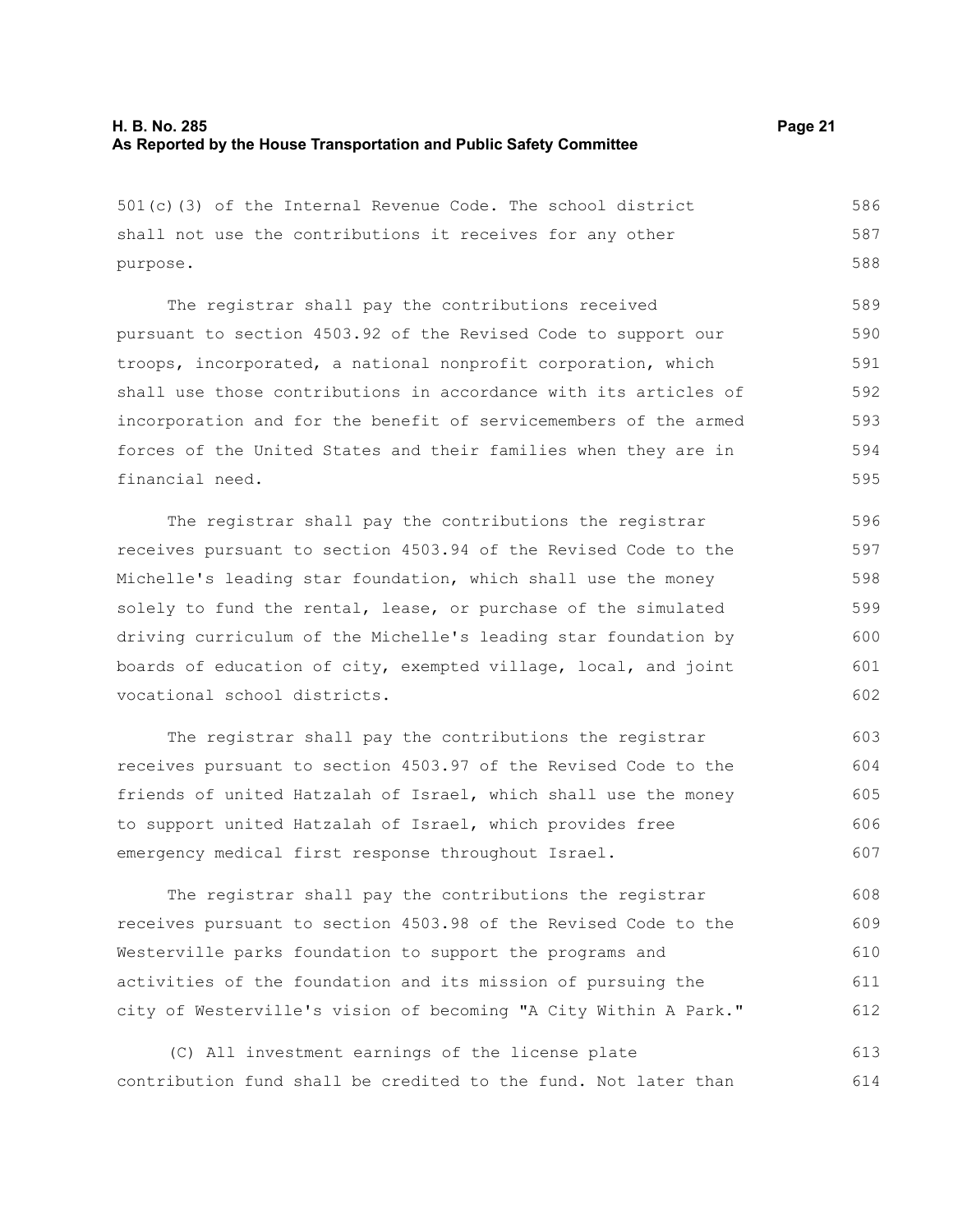501(c)(3) of the Internal Revenue Code. The school district shall not use the contributions it receives for any other purpose.

The registrar shall pay the contributions received pursuant to section 4503.92 of the Revised Code to support our troops, incorporated, a national nonprofit corporation, which shall use those contributions in accordance with its articles of incorporation and for the benefit of servicemembers of the armed forces of the United States and their families when they are in financial need.

The registrar shall pay the contributions the registrar receives pursuant to section 4503.94 of the Revised Code to the Michelle's leading star foundation, which shall use the money solely to fund the rental, lease, or purchase of the simulated driving curriculum of the Michelle's leading star foundation by boards of education of city, exempted village, local, and joint vocational school districts.

The registrar shall pay the contributions the registrar receives pursuant to section 4503.97 of the Revised Code to the friends of united Hatzalah of Israel, which shall use the money to support united Hatzalah of Israel, which provides free emergency medical first response throughout Israel.

The registrar shall pay the contributions the registrar receives pursuant to section 4503.98 of the Revised Code to the Westerville parks foundation to support the programs and activities of the foundation and its mission of pursuing the city of Westerville's vision of becoming "A City Within A Park."

(C) All investment earnings of the license plate contribution fund shall be credited to the fund. Not later than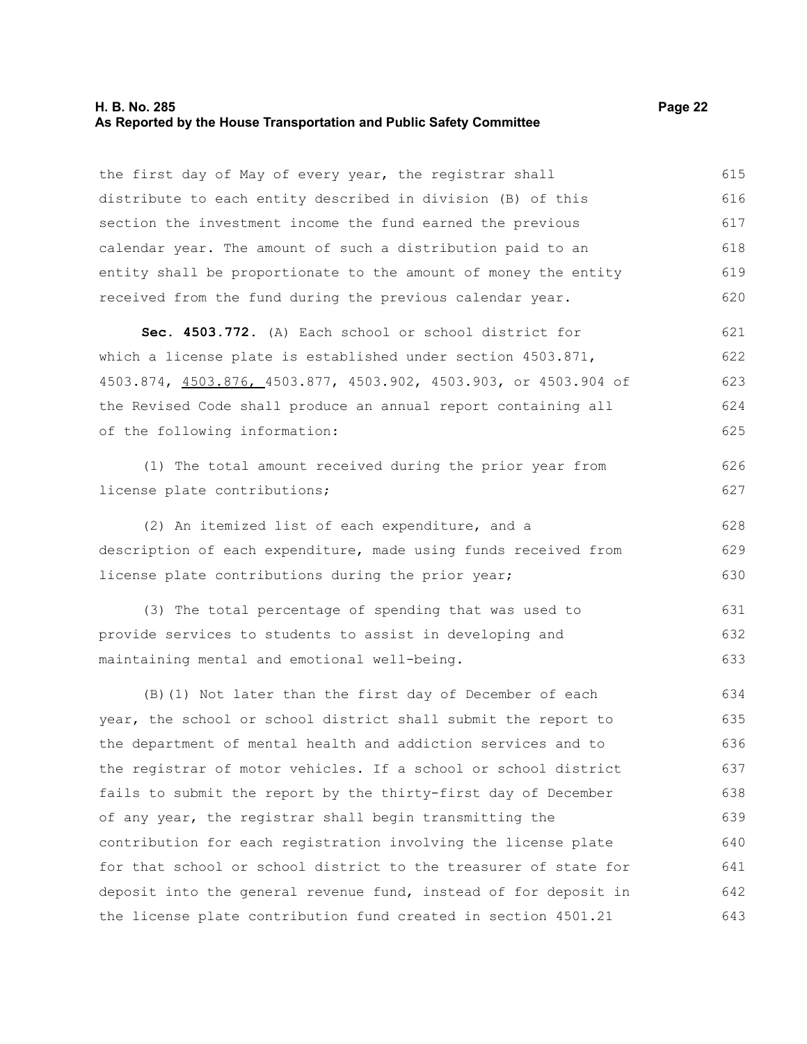the first day of May of every year, the registrar shall distribute to each entity described in division (B) of this section the investment income the fund earned the previous calendar year. The amount of such a distribution paid to an entity shall be proportionate to the amount of money the entity received from the fund during the previous calendar year.

**Sec. 4503.772.** (A) Each school or school district for which a license plate is established under section 4503.871, 4503.874, <u>4503.876,</u> 4503.877, 4503.902, 4503.903, or 4503.904 of the Revised Code shall produce an annual report containing all of the following information:

(1) The total amount received during the prior year from license plate contributions;

(2) An itemized list of each expenditure, and a description of each expenditure, made using funds received from license plate contributions during the prior year;

(3) The total percentage of spending that was used to provide services to students to assist in developing and maintaining mental and emotional well-being.

(B)(1) Not later than the first day of December of each year, the school or school district shall submit the report to the department of mental health and addiction services and to the registrar of motor vehicles. If a school or school district fails to submit the report by the thirty-first day of December of any year, the registrar shall begin transmitting the contribution for each registration involving the license plate for that school or school district to the treasurer of state for deposit into the general revenue fund, instead of for deposit in the license plate contribution fund created in section 4501.21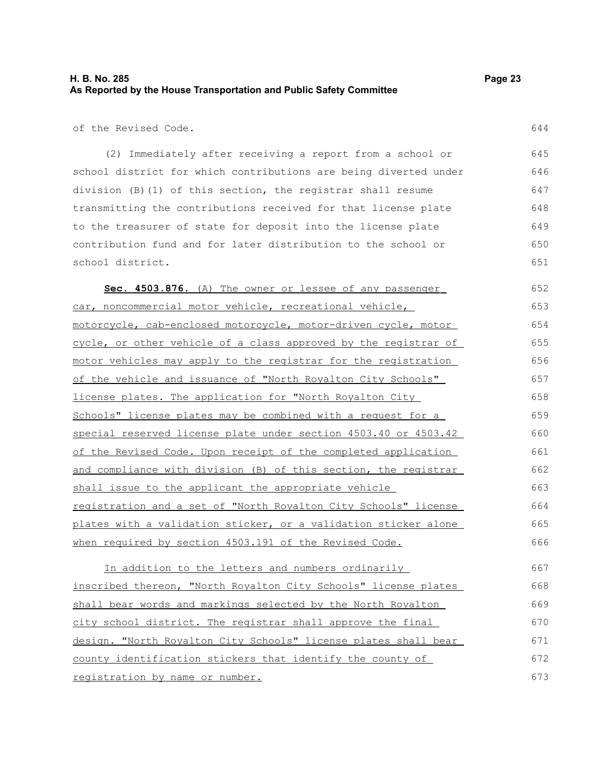of the Revised Code.

(2) Immediately after receiving a report from a school or school district for which contributions are being diverted under division (B)(1) of this section, the registrar shall resume transmitting the contributions received for that license plate to the treasurer of state for deposit into the license plate contribution fund and for later distribution to the school or school district.

**Sec. 4503.876.** (A) The owner or lessee of any passenger car, noncommercial motor vehicle, recreational vehicle, motorcycle, cab-enclosed motorcycle, motor-driven cycle, motor cycle, or other vehicle of a class approved by the registrar of motor vehicles may apply to the registrar for the registration of the vehicle and issuance of "North Royalton City Schools" license plates. The application for "North Royalton City Schools" license plates may be combined with a request for a special reserved license plate under section 4503.40 or 4503.42 of the Revised Code. Upon receipt of the completed application and compliance with division (B) of this section, the registrar shall issue to the applicant the appropriate vehicle registration and a set of "North Royalton City Schools" license plates with a validation sticker, or a validation sticker alone when required by section 4503.191 of the Revised Code.

In addition to the letters and numbers ordinarily inscribed thereon, "North Royalton City Schools" license plates shall bear words and markings selected by the North Royalton city school district. The registrar shall approve the final design. "North Royalton City Schools" license plates shall bear county identification stickers that identify the county of registration by name or number.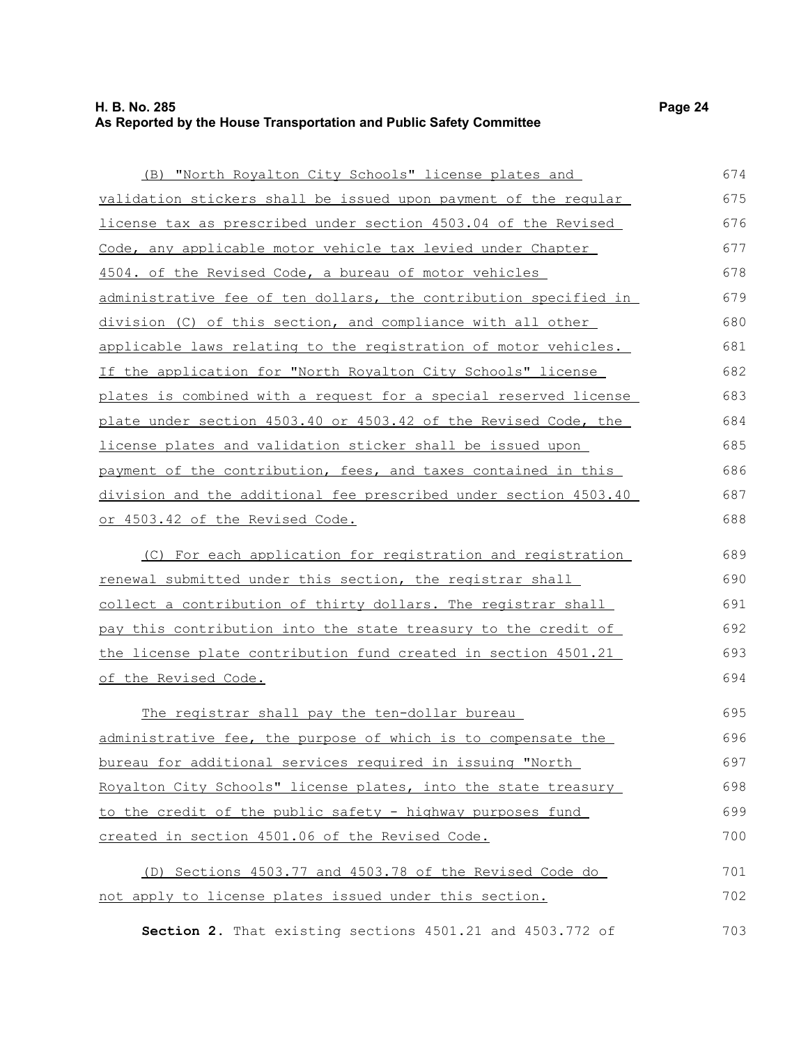(B) "North Royalton City Schools" license plates and validation stickers shall be issued upon payment of the regular license tax as prescribed under section 4503.04 of the Revised Code, any applicable motor vehicle tax levied under Chapter 4504. of the Revised Code, a bureau of motor vehicles administrative fee of ten dollars, the contribution specified in division (C) of this section, and compliance with all other applicable laws relating to the registration of motor vehicles. If the application for "North Royalton City Schools" license plates is combined with a request for a special reserved license plate under section 4503.40 or 4503.42 of the Revised Code, the license plates and validation sticker shall be issued upon payment of the contribution, fees, and taxes contained in this division and the additional fee prescribed under section 4503.40 or 4503.42 of the Revised Code.

(C) For each application for registration and registration renewal submitted under this section, the registrar shall collect a contribution of thirty dollars. The registrar shall pay this contribution into the state treasury to the credit of the license plate contribution fund created in section 4501.21 of the Revised Code.

The registrar shall pay the ten-dollar bureau administrative fee, the purpose of which is to compensate the bureau for additional services required in issuing "North Royalton City Schools" license plates, into the state treasury to the credit of the public safety - highway purposes fund created in section 4501.06 of the Revised Code.

(D) Sections 4503.77 and 4503.78 of the Revised Code do not apply to license plates issued under this section.

**Section 2.** That existing sections 4501.21 and 4503.772 of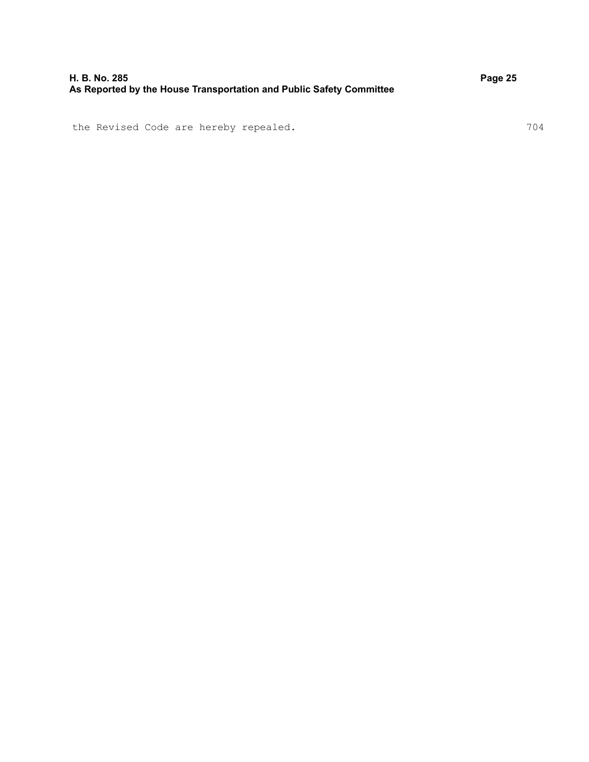the Revised Code are hereby repealed. 704